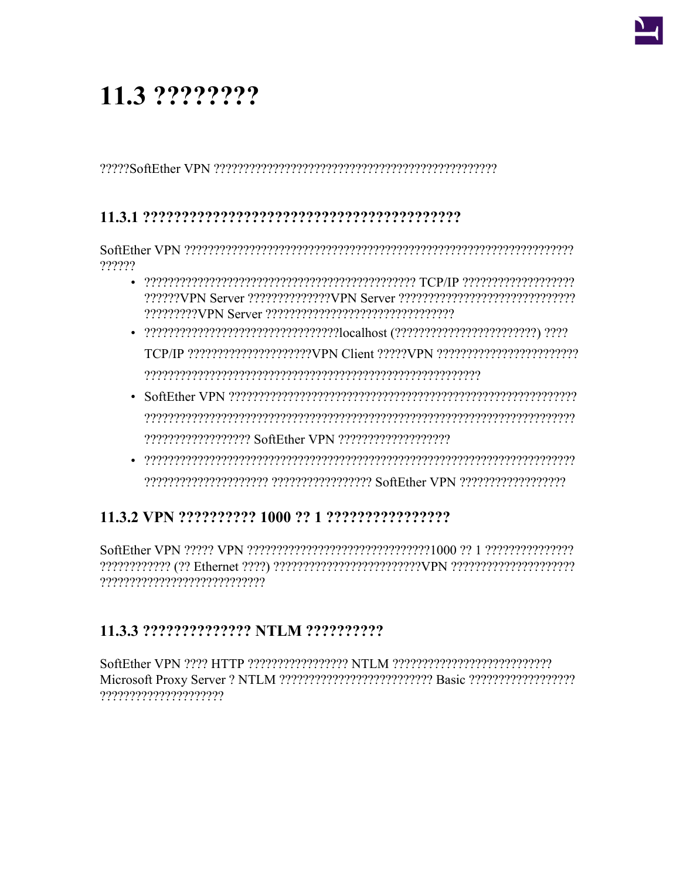# 11.3 ????????

?????SoftEther VPN ?????????????????????????????????????????????????

### 11.3.1 ?????????????????????????????????????????

SoftEther VPN ????????????????????????????????????????????????????????????????????????

- ?????????????????????????????????????????????? TCP/IP ??????????????????? ??????VPN Server ??????????????VPN Server ?????????????????????????????? ?????????VPN Server ????????????????????????????????
- ????????????????????????????????localhost (???????????????????????) ???? TCP/IP ?????????????????????VPN Client ?????VPN ???????????????????????? ?????????????????????????????????????????????????????????
- SoftEther VPN ???????????????????????????????????????????????????????????? ????????????????????????????????????????????????????????????????????? ?????????????????? SoftEther VPN ???????????????????
- ????????????????????????????????????????????????????????????????????? ????????????????????? ????????????????? SoftEther VPN ??????????????????

### 11.3.2 VPN ?????????? 1000 ?? 1 ????????????????

SoftEther VPN ????? VPN ????????????????????????????????1000 ?? 1 ??????????????? ???????????? (?? Ethernet ????) ?????????????????????????VPN ????????????????????? ????????????????????????????

### 11.3.3 ?????????????? NTLM ??????????

SoftEther VPN ???? HTTP ????????????????? NTLM ??????????????????????????? Microsoft Proxy Server ? NTLM ?????????????????????????? Basic ?????????????????? ????????????????????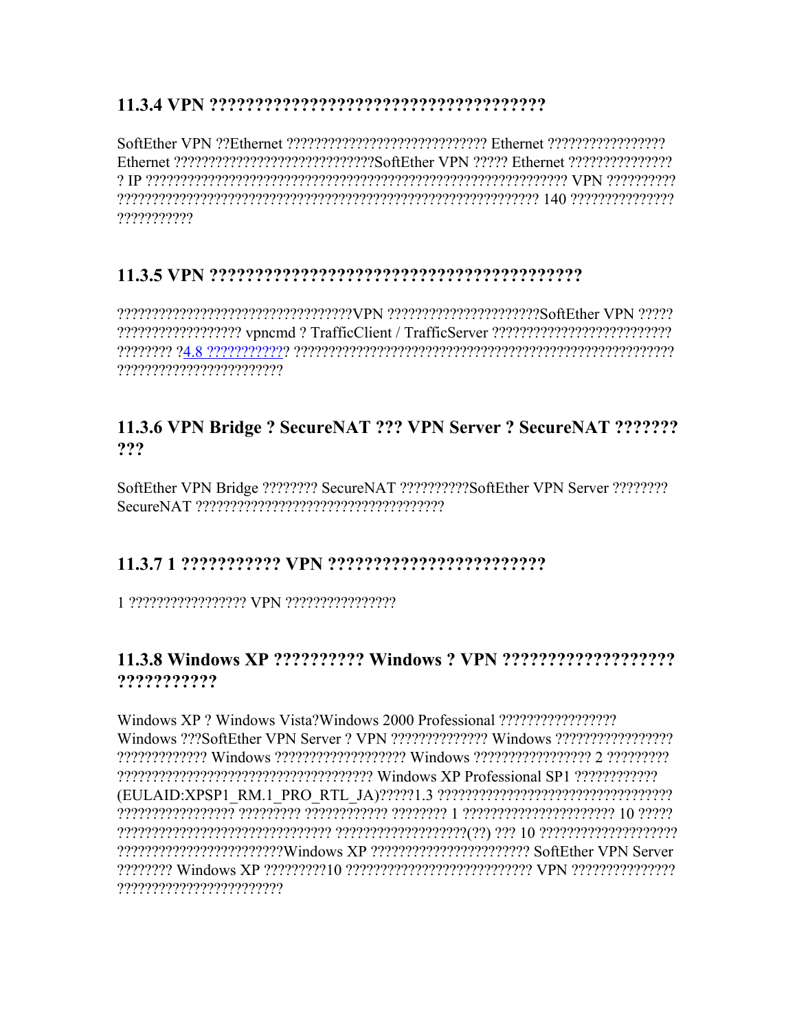### 11.3.4 VPN ????????????????????????????????????

SoftEther VPN ??Ethernet ????????????????????????????? Ethernet ????????????????? Ethernet ?????????????????????????????SoftEther VPN ????? Ethernet ??????????????? ? IP ??????????????????????????????????????????????????????????????? VPN ?????????? ????????????????????????????????????????????????????????????? 140 ??????????????? ???????????

### 11.3.5 VPN ?????????????????????????????????????????

?????????????????????????????????VPN ??????????????????????SoftEther VPN ????? ????????????????? vpncmd ? TrafficClient / TrafficServer ?????????????????????????? ???????? ?4.8 ????????????? ???????????????????????????????????????????????????????? ????????????????????????

### 11.3.6 VPN Bridge ? SecureNAT ??? VPN Server ? SecureNAT ??????? ???

SoftEther VPN Bridge ???????? SecureNAT ??????????SoftEther VPN Server ???????? SecureNAT ????????????????????????????????????

### 11.3.7 1 ??????????? VPN ????????????????????????

1 ????????????????? VPN ????????????????

### 11.3.8 Windows XP ?????????? Windows ? VPN ??????????????????? ???????????

Windows XP ? Windows Vista?Windows 2000 Professional ????????????????? Windows ???SoftEther VPN Server ? VPN ?????????????? Windows ????????????????? ????????????? Windows ??????????????????? Windows ????????????????? 2 ????????? ???????????????????????????????????? Windows XP Professional SP1 ???????????? (EULAID:XPSP1_RM.1_PRO_RTL_JA)?????1.3 ????????????????????????????????? ????????????????? ????????? ???????????? ???????? 1 ?????????????????????? 10 ????? ?????????????????????????????? ???????????????????(??) ??? 10 ???????????????????? ????????????????????????Windows XP ?????????????????????? SoftEther VPN Server ???????? Windows XP ?????????10 ??????????????????????????? VPN ??????????????? ????????????????????????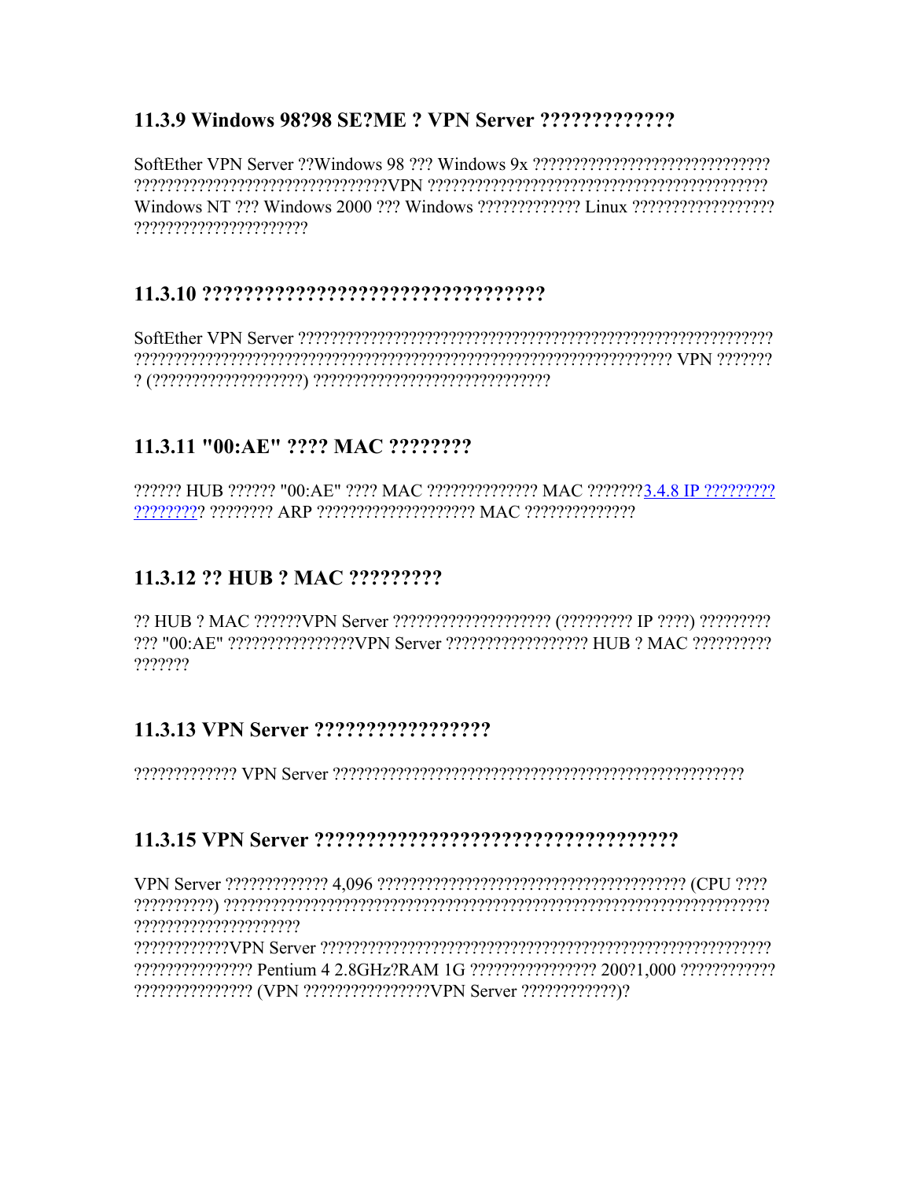### 11.3.9 Windows 98?98 SE?ME ? VPN Server ?????????????

SoftEther VPN Server ??Windows 98 ??? Windows 9x ??????????????????????????????? ????????????????????????????????VPN ???????????????????????????????????????????? Windows NT ??? Windows 2000 ??? Windows ????????????? Linux ????????????????? ?????????????????????

### 11.3.10 ????????????????????????????????

SoftEther VPN Server ?????????????????????????????????????????????????????????????? ????????????????????????????????????????????????????????????????????? VPN ??????? ? (??????????????????) ?????????????????????????????

### 11.3.11 "00:AE" ???? MAC ????????

?????? HUB ?????? "00:AE" ???? MAC ?????????????? MAC ???????[3.4.8 IP ?????????????????](#)? ???????? ARP ??????????????????? MAC ??????????????

### 11.3.12 ?? HUB ? MAC ?????????

?? HUB ? MAC ??????VPN Server ???????????????????? (????????? IP ????) ????????? ??? "00:AE" ????????????????VPN Server ?????????????????? HUB ? MAC ?????????? ???????

### 11.3.13 VPN Server ?????????????????

????????????? VPN Server ?????????????????????????????????????????????????????

### 11.3.15 VPN Server ??????????????????????????????????

VPN Server ????????????? 4,096 ??????????????????????????????????????? (CPU ???? ??????????) ???????????????????????????????????????????????????????????????????? ?????????????????????
????????????VPN Server ??????????????????????????????????????????????????????????? ??????????????? Pentium 4 2.8GHz?RAM 1G ???????????????? 200?1,000 ???????????? ??????????????? (VPN ????????????????VPN Server ????????????)?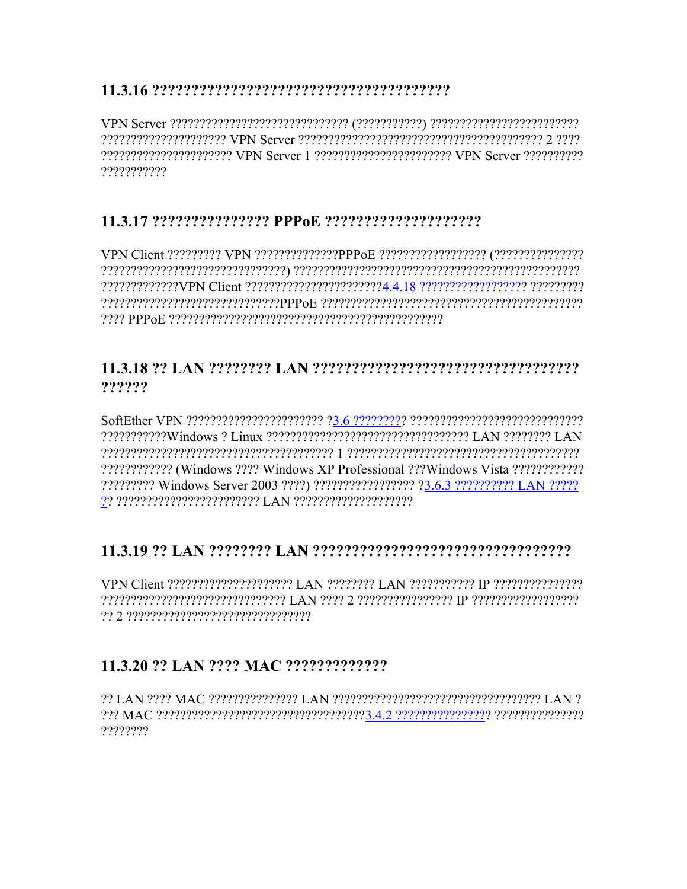### 11.3.16 ?????????????????????????????????????

VPN Server ?????????????????????????????? (???????????) ???????????????????????????????????????????????? VPN Server ?????????????????????????????????????????? 2 ???? ????????????????????? VPN Server 1 ?????????????????????? VPN Server ????????? ??????????

### 11.3.17 ?????????????? PPPoE ???????????????????

VPN Client ????????? VPN ?????????????PPPoE ?????????????????? (??????????????? ??????????????????????????????) ?????????????????????????????????????????????? ????????????VPN Client ??????????????????????4.4.18 ?????????????????? ????????? ?????????????????????????????PPPoE ?????????????????????????????????????????? ???? PPPoE ?????????????????????????????????????????????

### 11.3.18 ?? LAN ???????? LAN ????????????????????????????????? ??????

SoftEther VPN ??????????????????????? ?3.6 ????????? ????????????????????????????? ??????????Windows ? Linux ?????????????????????????????????? LAN ???????? LAN ?????????????????????????????????????? 1 ????????????????????????????????????? ???????????? (Windows ???? Windows XP Professional ???Windows Vista ???????????? ????????? Windows Server 2003 ????) ???????????????? ?3.6.3 ?????????? LAN ?????? ?? ??????????????????????? LAN ???????????????????

### 11.3.19 ?? LAN ???????? LAN ?????????????????????????????????

VPN Client ????????????????????? LAN ???????? LAN ??????????? IP ??????????????? ??????????????????????????????? LAN ???? 2 ???????????????? IP ?????????????????? ?? 2 ??????????????????????????????

### 11.3.20 ?? LAN ???? MAC ?????????????

?? LAN ???? MAC ??????????????? LAN ?????????????????????????????????? LAN ? ??? MAC ????????????????????????????????????3.4.2 ??????????????? ??????????????? ????????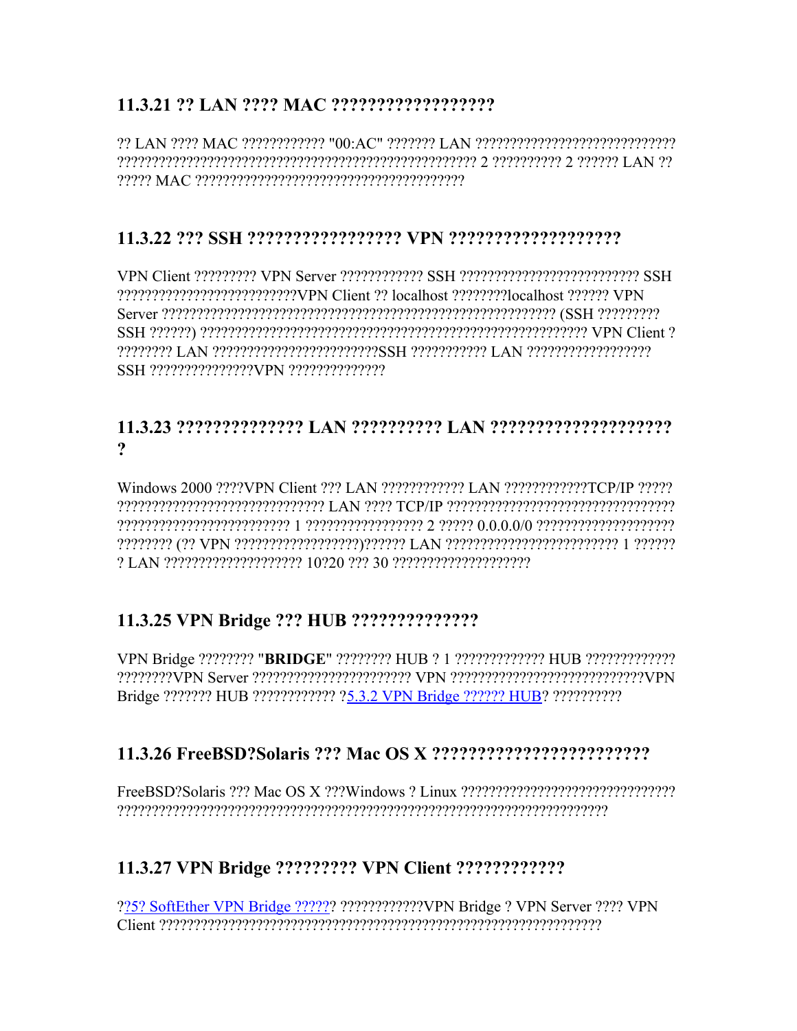### 11.3.21 ?? LAN ???? MAC ??????????????????

?? LAN ???? MAC ???????????? "00:AC" ??????? LAN ???????????????????????????? ?????????????????????????????????????????????????? 2 ?????????? 2 ?????? LAN ?? ????? MAC ??????????????????????????????????????

### 11.3.22 ??? SSH ????????????????? VPN ???????????????????

VPN Client ????????? VPN Server ???????????? SSH ????????????????????????? SSH ?????????????????????????VPN Client ?? localhost ????????localhost ?????? VPN Server ???????????????????????????????????????????????????????? (SSH ????????? SSH ??????) ??????????????????????????????????????????????????????? VPN Client ? ???????? LAN ???????????????????????SSH ??????????? LAN ?????????????????? SSH ???????????????VPN ??????????????

### 11.3.23 ?????????????? LAN ?????????? LAN ????????????????????

Windows 2000 ????VPN Client ??? LAN ???????????? LAN ????????????TCP/IP ????? ?????????????????????????????? LAN ???? TCP/IP ????????????????????????????????? ???????????????????????? 1 ????????????????? 2 ????? 0.0.0.0/0 ??????????????????? ???????? (?? VPN ?????????????????)?????? LAN ????????????????????????? 1 ?????? ? LAN ???????????????????? 10?20 ??? 30 ???????????????????

### 11.3.25 VPN Bridge ??? HUB ??????????????

VPN Bridge ???????? "**BRIDGE**" ???????? HUB ? 1 ????????????? HUB ????????????? ????????VPN Server ??????????????????????? VPN ????????????????????????????VPN Bridge ??????? HUB ???????????? ?5.3.2 VPN Bridge ?????? HUB? ??????????

### 11.3.26 FreeBSD?Solaris ??? Mac OS X ????????????????????????

FreeBSD?Solaris ??? Mac OS X ???Windows ? Linux ??????????????????????????????? ??????????????????????????????????????????????????????????????????????

### 11.3.27 VPN Bridge ????????? VPN Client ????????????

??5? SoftEther VPN Bridge ?????? ????????????VPN Bridge ? VPN Server ???? VPN Client ?????????????????????????????????????????????????????????????????